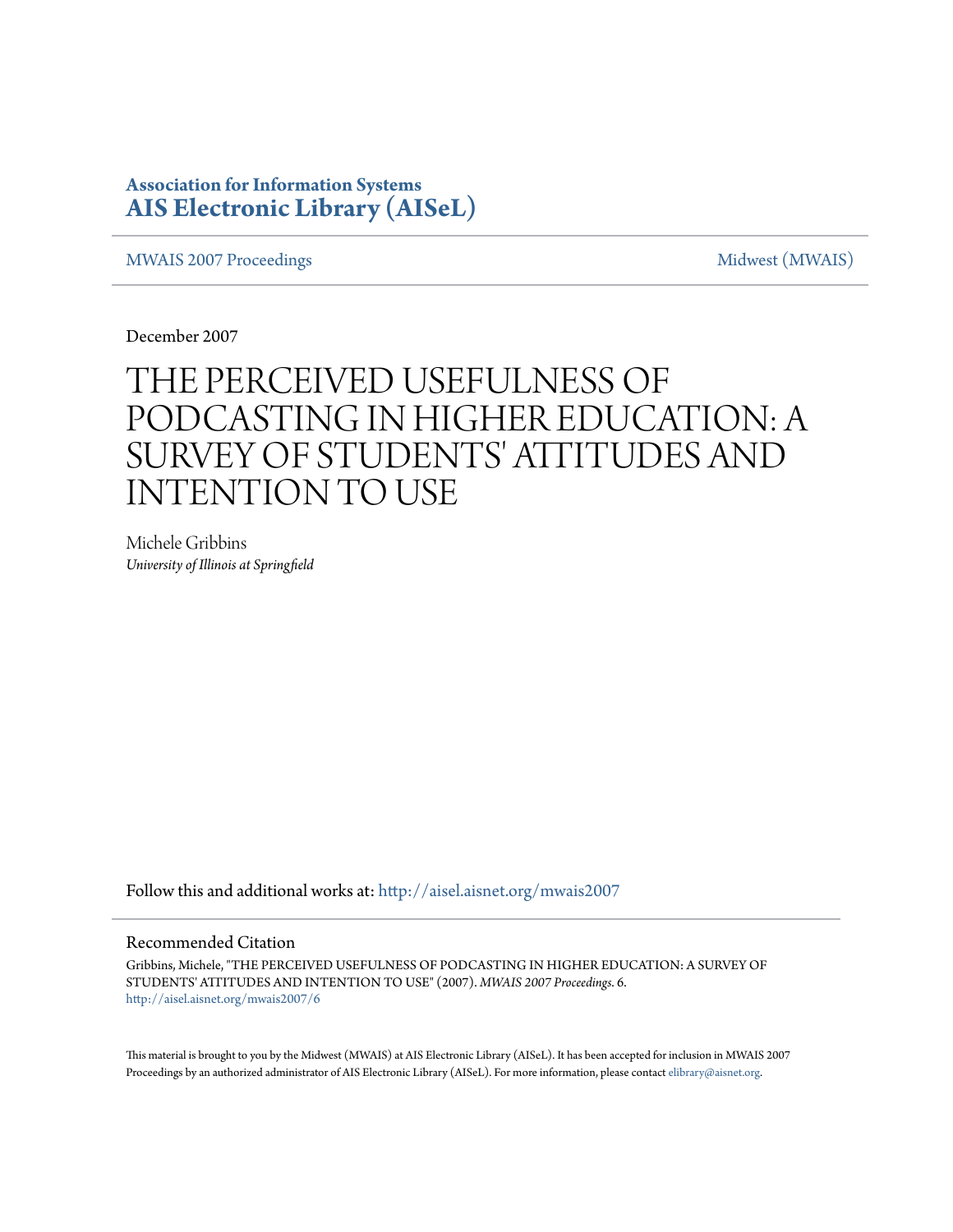**Association for Information Systems**
**AIS Electronic Library (AISeL)**

MWAIS 2007 Proceedings | Midwest (MWAIS)

December 2007

# THE PERCEIVED USEFULNESS OF PODCASTING IN HIGHER EDUCATION: A SURVEY OF STUDENTS' ATTITUDES AND INTENTION TO USE

Michele Gribbins
*University of Illinois at Springfield*

Follow this and additional works at: http://aisel.aisnet.org/mwais2007

## Recommended Citation

Gribbins, Michele, "THE PERCEIVED USEFULNESS OF PODCASTING IN HIGHER EDUCATION: A SURVEY OF STUDENTS' ATTITUDES AND INTENTION TO USE" (2007). *MWAIS 2007 Proceedings*. 6.
http://aisel.aisnet.org/mwais2007/6

This material is brought to you by the Midwest (MWAIS) at AIS Electronic Library (AISeL). It has been accepted for inclusion in MWAIS 2007 Proceedings by an authorized administrator of AIS Electronic Library (AISeL). For more information, please contact elibrary@aisnet.org.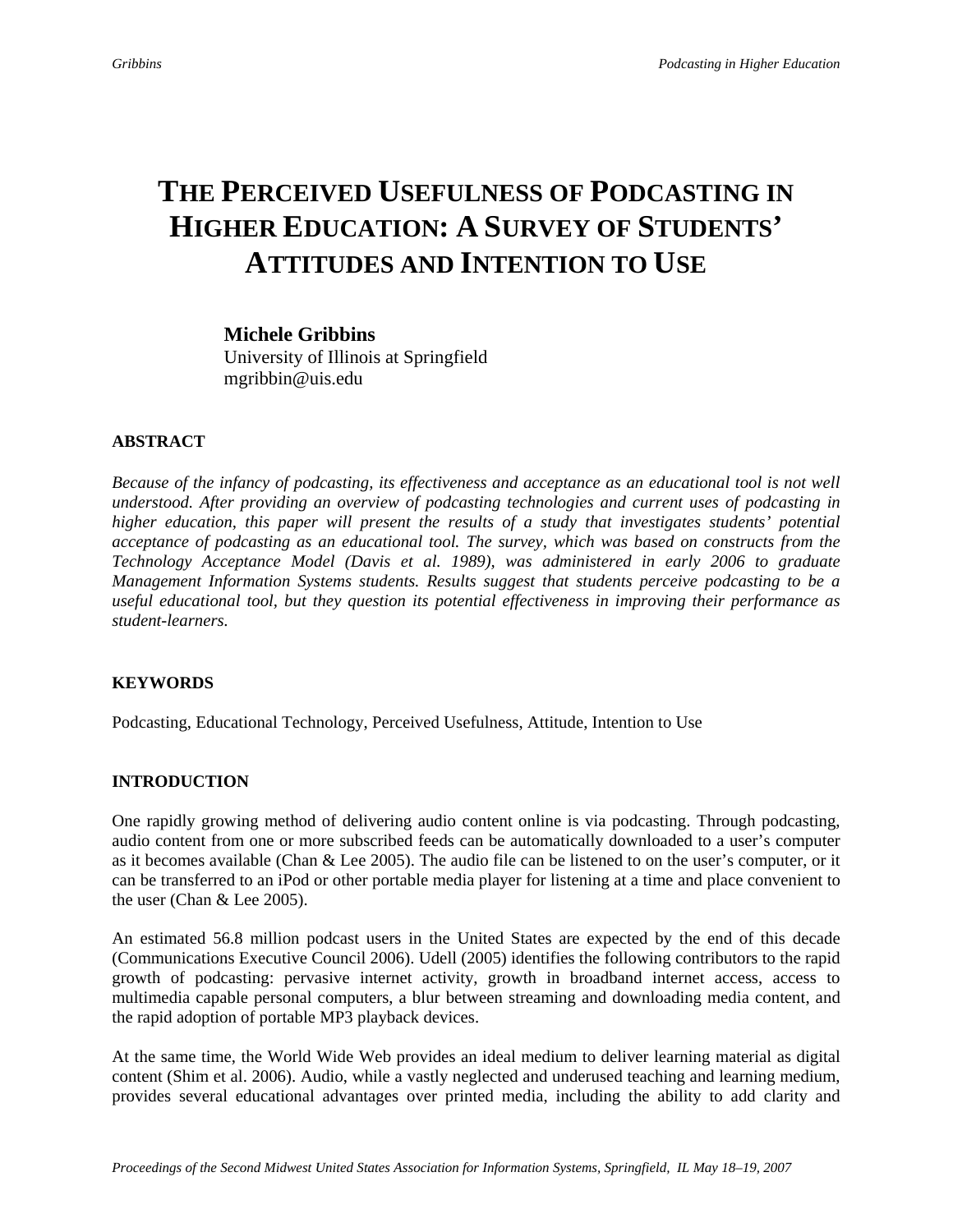# THE PERCEIVED USEFULNESS OF PODCASTING IN HIGHER EDUCATION: A SURVEY OF STUDENTS' ATTITUDES AND INTENTION TO USE

**Michele Gribbins**
University of Illinois at Springfield
mgribbin@uis.edu

### ABSTRACT

*Because of the infancy of podcasting, its effectiveness and acceptance as an educational tool is not well understood. After providing an overview of podcasting technologies and current uses of podcasting in higher education, this paper will present the results of a study that investigates students' potential acceptance of podcasting as an educational tool. The survey, which was based on constructs from the Technology Acceptance Model (Davis et al. 1989), was administered in early 2006 to graduate Management Information Systems students. Results suggest that students perceive podcasting to be a useful educational tool, but they question its potential effectiveness in improving their performance as student-learners.*

### KEYWORDS

Podcasting, Educational Technology, Perceived Usefulness, Attitude, Intention to Use

### INTRODUCTION

One rapidly growing method of delivering audio content online is via podcasting. Through podcasting, audio content from one or more subscribed feeds can be automatically downloaded to a user's computer as it becomes available (Chan & Lee 2005). The audio file can be listened to on the user's computer, or it can be transferred to an iPod or other portable media player for listening at a time and place convenient to the user (Chan & Lee 2005).

An estimated 56.8 million podcast users in the United States are expected by the end of this decade (Communications Executive Council 2006). Udell (2005) identifies the following contributors to the rapid growth of podcasting: pervasive internet activity, growth in broadband internet access, access to multimedia capable personal computers, a blur between streaming and downloading media content, and the rapid adoption of portable MP3 playback devices.

At the same time, the World Wide Web provides an ideal medium to deliver learning material as digital content (Shim et al. 2006). Audio, while a vastly neglected and underused teaching and learning medium, provides several educational advantages over printed media, including the ability to add clarity and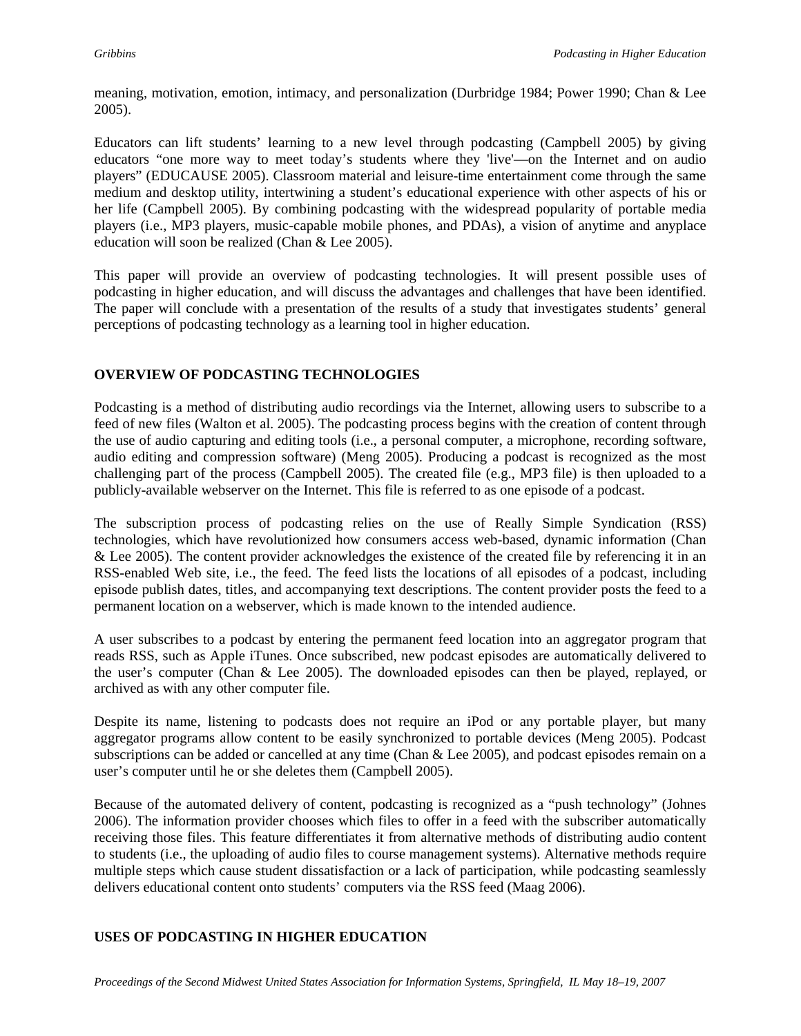meaning, motivation, emotion, intimacy, and personalization (Durbridge 1984; Power 1990; Chan & Lee 2005).

Educators can lift students' learning to a new level through podcasting (Campbell 2005) by giving educators "one more way to meet today's students where they 'live'—on the Internet and on audio players" (EDUCAUSE 2005). Classroom material and leisure-time entertainment come through the same medium and desktop utility, intertwining a student's educational experience with other aspects of his or her life (Campbell 2005). By combining podcasting with the widespread popularity of portable media players (i.e., MP3 players, music-capable mobile phones, and PDAs), a vision of anytime and anyplace education will soon be realized (Chan & Lee 2005).

This paper will provide an overview of podcasting technologies. It will present possible uses of podcasting in higher education, and will discuss the advantages and challenges that have been identified. The paper will conclude with a presentation of the results of a study that investigates students' general perceptions of podcasting technology as a learning tool in higher education.

## OVERVIEW OF PODCASTING TECHNOLOGIES

Podcasting is a method of distributing audio recordings via the Internet, allowing users to subscribe to a feed of new files (Walton et al. 2005). The podcasting process begins with the creation of content through the use of audio capturing and editing tools (i.e., a personal computer, a microphone, recording software, audio editing and compression software) (Meng 2005). Producing a podcast is recognized as the most challenging part of the process (Campbell 2005). The created file (e.g., MP3 file) is then uploaded to a publicly-available webserver on the Internet. This file is referred to as one episode of a podcast.

The subscription process of podcasting relies on the use of Really Simple Syndication (RSS) technologies, which have revolutionized how consumers access web-based, dynamic information (Chan & Lee 2005). The content provider acknowledges the existence of the created file by referencing it in an RSS-enabled Web site, i.e., the feed. The feed lists the locations of all episodes of a podcast, including episode publish dates, titles, and accompanying text descriptions. The content provider posts the feed to a permanent location on a webserver, which is made known to the intended audience.

A user subscribes to a podcast by entering the permanent feed location into an aggregator program that reads RSS, such as Apple iTunes. Once subscribed, new podcast episodes are automatically delivered to the user's computer (Chan & Lee 2005). The downloaded episodes can then be played, replayed, or archived as with any other computer file.

Despite its name, listening to podcasts does not require an iPod or any portable player, but many aggregator programs allow content to be easily synchronized to portable devices (Meng 2005). Podcast subscriptions can be added or cancelled at any time (Chan & Lee 2005), and podcast episodes remain on a user's computer until he or she deletes them (Campbell 2005).

Because of the automated delivery of content, podcasting is recognized as a "push technology" (Johnes 2006). The information provider chooses which files to offer in a feed with the subscriber automatically receiving those files. This feature differentiates it from alternative methods of distributing audio content to students (i.e., the uploading of audio files to course management systems). Alternative methods require multiple steps which cause student dissatisfaction or a lack of participation, while podcasting seamlessly delivers educational content onto students' computers via the RSS feed (Maag 2006).

## USES OF PODCASTING IN HIGHER EDUCATION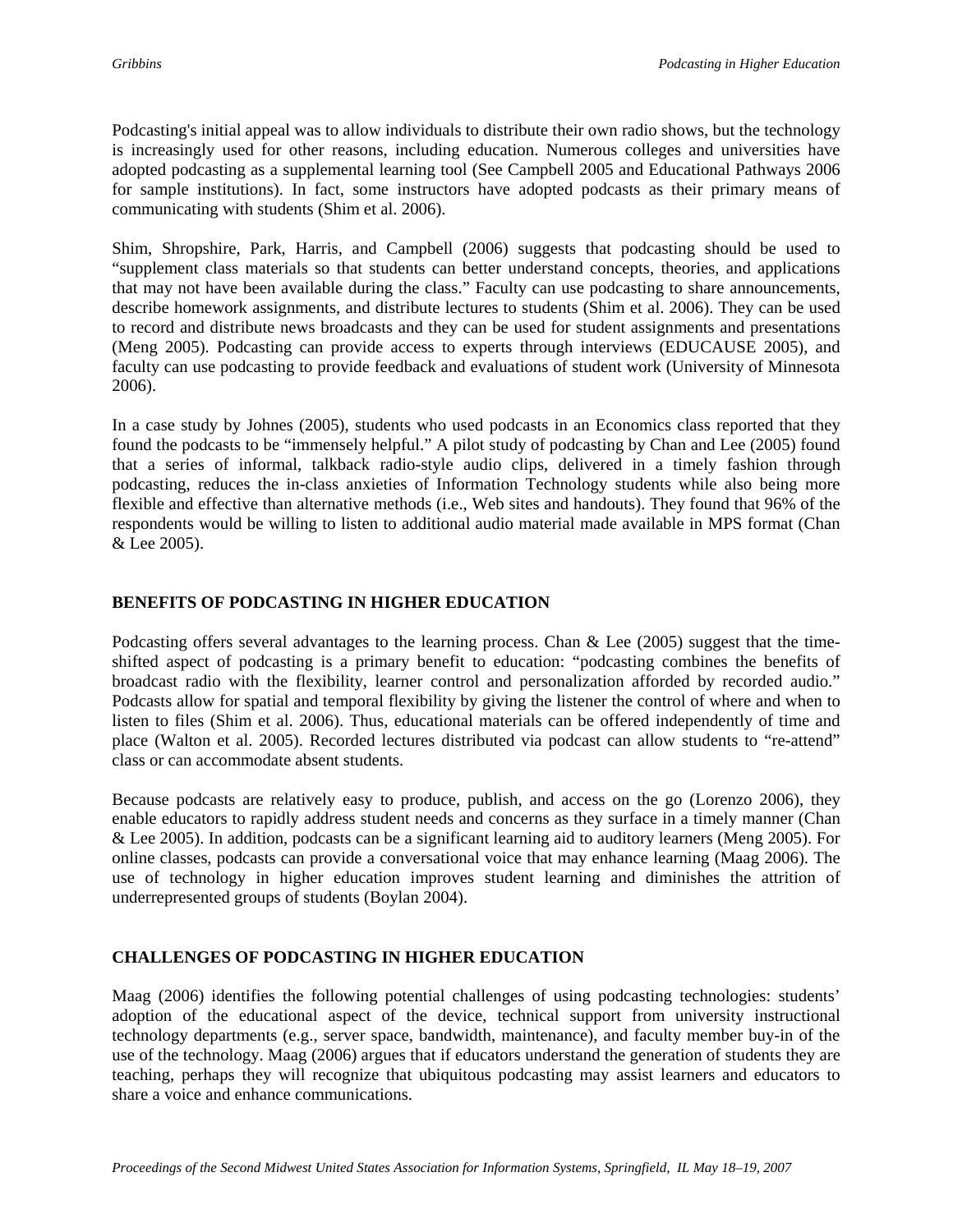Podcasting's initial appeal was to allow individuals to distribute their own radio shows, but the technology is increasingly used for other reasons, including education. Numerous colleges and universities have adopted podcasting as a supplemental learning tool (See Campbell 2005 and Educational Pathways 2006 for sample institutions). In fact, some instructors have adopted podcasts as their primary means of communicating with students (Shim et al. 2006).

Shim, Shropshire, Park, Harris, and Campbell (2006) suggests that podcasting should be used to "supplement class materials so that students can better understand concepts, theories, and applications that may not have been available during the class." Faculty can use podcasting to share announcements, describe homework assignments, and distribute lectures to students (Shim et al. 2006). They can be used to record and distribute news broadcasts and they can be used for student assignments and presentations (Meng 2005). Podcasting can provide access to experts through interviews (EDUCAUSE 2005), and faculty can use podcasting to provide feedback and evaluations of student work (University of Minnesota 2006).

In a case study by Johnes (2005), students who used podcasts in an Economics class reported that they found the podcasts to be "immensely helpful." A pilot study of podcasting by Chan and Lee (2005) found that a series of informal, talkback radio-style audio clips, delivered in a timely fashion through podcasting, reduces the in-class anxieties of Information Technology students while also being more flexible and effective than alternative methods (i.e., Web sites and handouts). They found that 96% of the respondents would be willing to listen to additional audio material made available in MPS format (Chan & Lee 2005).

## BENEFITS OF PODCASTING IN HIGHER EDUCATION

Podcasting offers several advantages to the learning process. Chan & Lee (2005) suggest that the time-shifted aspect of podcasting is a primary benefit to education: "podcasting combines the benefits of broadcast radio with the flexibility, learner control and personalization afforded by recorded audio." Podcasts allow for spatial and temporal flexibility by giving the listener the control of where and when to listen to files (Shim et al. 2006). Thus, educational materials can be offered independently of time and place (Walton et al. 2005). Recorded lectures distributed via podcast can allow students to "re-attend" class or can accommodate absent students.

Because podcasts are relatively easy to produce, publish, and access on the go (Lorenzo 2006), they enable educators to rapidly address student needs and concerns as they surface in a timely manner (Chan & Lee 2005). In addition, podcasts can be a significant learning aid to auditory learners (Meng 2005). For online classes, podcasts can provide a conversational voice that may enhance learning (Maag 2006). The use of technology in higher education improves student learning and diminishes the attrition of underrepresented groups of students (Boylan 2004).

## CHALLENGES OF PODCASTING IN HIGHER EDUCATION

Maag (2006) identifies the following potential challenges of using podcasting technologies: students' adoption of the educational aspect of the device, technical support from university instructional technology departments (e.g., server space, bandwidth, maintenance), and faculty member buy-in of the use of the technology. Maag (2006) argues that if educators understand the generation of students they are teaching, perhaps they will recognize that ubiquitous podcasting may assist learners and educators to share a voice and enhance communications.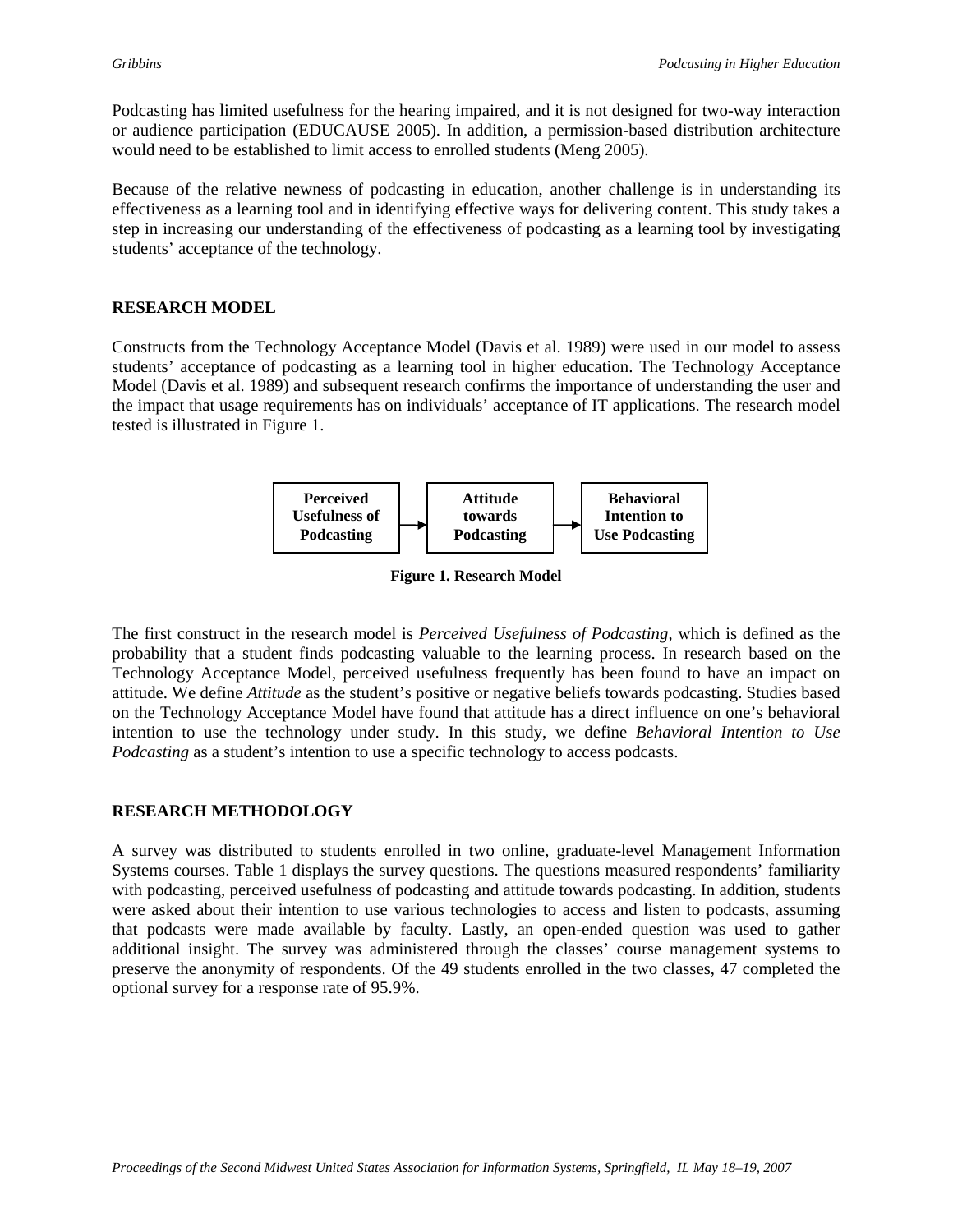Podcasting has limited usefulness for the hearing impaired, and it is not designed for two-way interaction or audience participation (EDUCAUSE 2005). In addition, a permission-based distribution architecture would need to be established to limit access to enrolled students (Meng 2005).

Because of the relative newness of podcasting in education, another challenge is in understanding its effectiveness as a learning tool and in identifying effective ways for delivering content. This study takes a step in increasing our understanding of the effectiveness of podcasting as a learning tool by investigating students' acceptance of the technology.

## RESEARCH MODEL

Constructs from the Technology Acceptance Model (Davis et al. 1989) were used in our model to assess students' acceptance of podcasting as a learning tool in higher education. The Technology Acceptance Model (Davis et al. 1989) and subsequent research confirms the importance of understanding the user and the impact that usage requirements has on individuals' acceptance of IT applications. The research model tested is illustrated in Figure 1.

**Perceived Usefulness of Podcasting** → **Attitude towards Podcasting** → **Behavioral Intention to Use Podcasting**

**Figure 1. Research Model**

The first construct in the research model is *Perceived Usefulness of Podcasting*, which is defined as the probability that a student finds podcasting valuable to the learning process. In research based on the Technology Acceptance Model, perceived usefulness frequently has been found to have an impact on attitude. We define *Attitude* as the student's positive or negative beliefs towards podcasting. Studies based on the Technology Acceptance Model have found that attitude has a direct influence on one's behavioral intention to use the technology under study. In this study, we define *Behavioral Intention to Use Podcasting* as a student's intention to use a specific technology to access podcasts.

## RESEARCH METHODOLOGY

A survey was distributed to students enrolled in two online, graduate-level Management Information Systems courses. Table 1 displays the survey questions. The questions measured respondents' familiarity with podcasting, perceived usefulness of podcasting and attitude towards podcasting. In addition, students were asked about their intention to use various technologies to access and listen to podcasts, assuming that podcasts were made available by faculty. Lastly, an open-ended question was used to gather additional insight. The survey was administered through the classes' course management systems to preserve the anonymity of respondents. Of the 49 students enrolled in the two classes, 47 completed the optional survey for a response rate of 95.9%.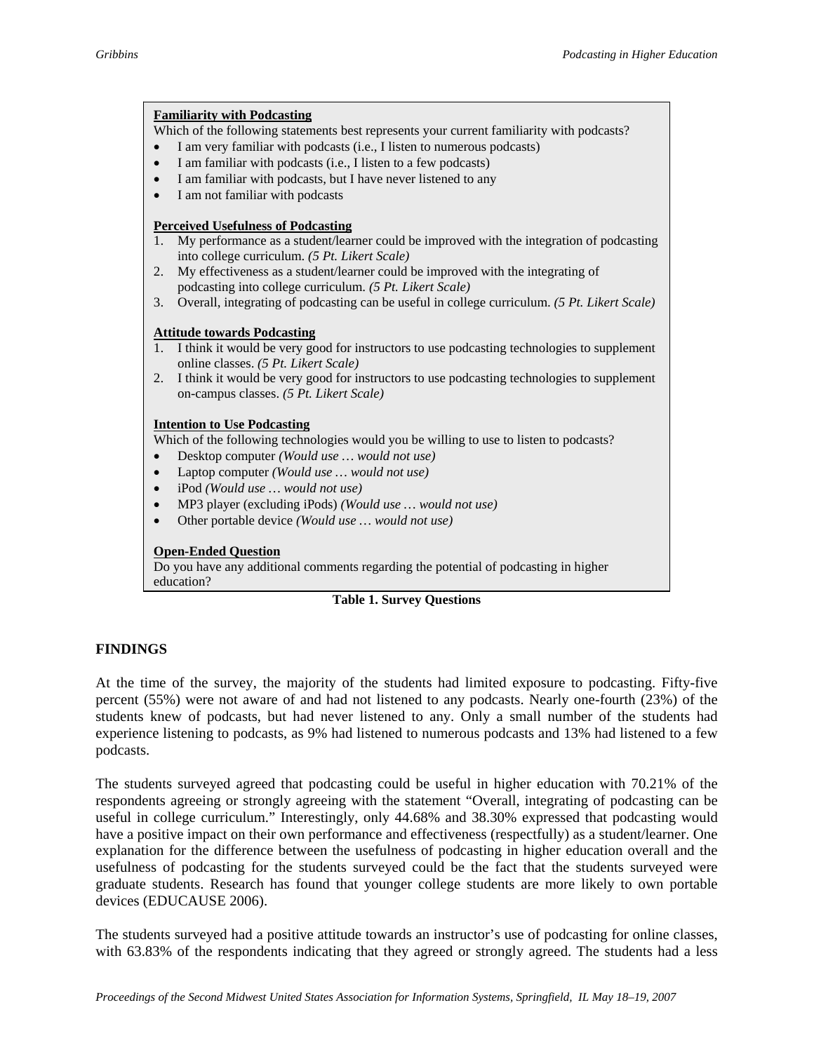**Familiarity with Podcasting**

Which of the following statements best represents your current familiarity with podcasts?

- I am very familiar with podcasts (i.e., I listen to numerous podcasts)
- I am familiar with podcasts (i.e., I listen to a few podcasts)
- I am familiar with podcasts, but I have never listened to any
- I am not familiar with podcasts

**Perceived Usefulness of Podcasting**

1. My performance as a student/learner could be improved with the integration of podcasting into college curriculum. *(5 Pt. Likert Scale)*
2. My effectiveness as a student/learner could be improved with the integrating of podcasting into college curriculum. *(5 Pt. Likert Scale)*
3. Overall, integrating of podcasting can be useful in college curriculum. *(5 Pt. Likert Scale)*

**Attitude towards Podcasting**

1. I think it would be very good for instructors to use podcasting technologies to supplement online classes. *(5 Pt. Likert Scale)*
2. I think it would be very good for instructors to use podcasting technologies to supplement on-campus classes. *(5 Pt. Likert Scale)*

**Intention to Use Podcasting**

Which of the following technologies would you be willing to use to listen to podcasts?

- Desktop computer *(Would use … would not use)*
- Laptop computer *(Would use … would not use)*
- iPod *(Would use … would not use)*
- MP3 player (excluding iPods) *(Would use … would not use)*
- Other portable device *(Would use … would not use)*

**Open-Ended Question**

Do you have any additional comments regarding the potential of podcasting in higher education?

**Table 1. Survey Questions**

## FINDINGS

At the time of the survey, the majority of the students had limited exposure to podcasting. Fifty-five percent (55%) were not aware of and had not listened to any podcasts. Nearly one-fourth (23%) of the students knew of podcasts, but had never listened to any. Only a small number of the students had experience listening to podcasts, as 9% had listened to numerous podcasts and 13% had listened to a few podcasts.

The students surveyed agreed that podcasting could be useful in higher education with 70.21% of the respondents agreeing or strongly agreeing with the statement "Overall, integrating of podcasting can be useful in college curriculum." Interestingly, only 44.68% and 38.30% expressed that podcasting would have a positive impact on their own performance and effectiveness (respectfully) as a student/learner. One explanation for the difference between the usefulness of podcasting in higher education overall and the usefulness of podcasting for the students surveyed could be the fact that the students surveyed were graduate students. Research has found that younger college students are more likely to own portable devices (EDUCAUSE 2006).

The students surveyed had a positive attitude towards an instructor's use of podcasting for online classes, with 63.83% of the respondents indicating that they agreed or strongly agreed. The students had a less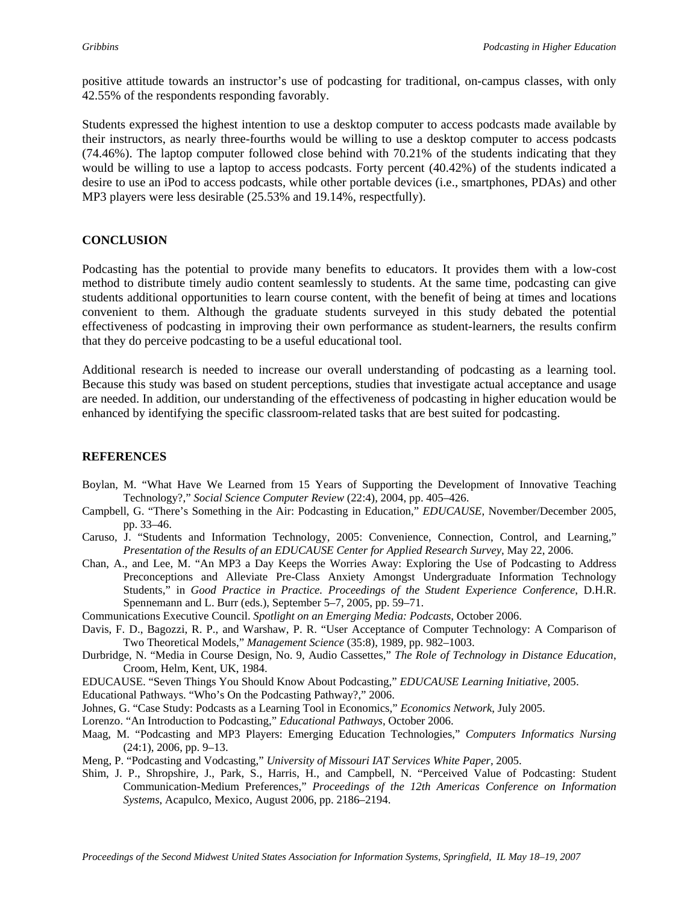positive attitude towards an instructor's use of podcasting for traditional, on-campus classes, with only 42.55% of the respondents responding favorably.

Students expressed the highest intention to use a desktop computer to access podcasts made available by their instructors, as nearly three-fourths would be willing to use a desktop computer to access podcasts (74.46%). The laptop computer followed close behind with 70.21% of the students indicating that they would be willing to use a laptop to access podcasts. Forty percent (40.42%) of the students indicated a desire to use an iPod to access podcasts, while other portable devices (i.e., smartphones, PDAs) and other MP3 players were less desirable (25.53% and 19.14%, respectfully).

## CONCLUSION

Podcasting has the potential to provide many benefits to educators. It provides them with a low-cost method to distribute timely audio content seamlessly to students. At the same time, podcasting can give students additional opportunities to learn course content, with the benefit of being at times and locations convenient to them. Although the graduate students surveyed in this study debated the potential effectiveness of podcasting in improving their own performance as student-learners, the results confirm that they do perceive podcasting to be a useful educational tool.

Additional research is needed to increase our overall understanding of podcasting as a learning tool. Because this study was based on student perceptions, studies that investigate actual acceptance and usage are needed. In addition, our understanding of the effectiveness of podcasting in higher education would be enhanced by identifying the specific classroom-related tasks that are best suited for podcasting.

## REFERENCES

Boylan, M. "What Have We Learned from 15 Years of Supporting the Development of Innovative Teaching Technology?," *Social Science Computer Review* (22:4), 2004, pp. 405–426.

Campbell, G. "There's Something in the Air: Podcasting in Education," *EDUCAUSE*, November/December 2005, pp. 33–46.

Caruso, J. "Students and Information Technology, 2005: Convenience, Connection, Control, and Learning," *Presentation of the Results of an EDUCAUSE Center for Applied Research Survey*, May 22, 2006.

Chan, A., and Lee, M. "An MP3 a Day Keeps the Worries Away: Exploring the Use of Podcasting to Address Preconceptions and Alleviate Pre-Class Anxiety Amongst Undergraduate Information Technology Students," in *Good Practice in Practice. Proceedings of the Student Experience Conference*, D.H.R. Spennemann and L. Burr (eds.), September 5–7, 2005, pp. 59–71.

Communications Executive Council. *Spotlight on an Emerging Media: Podcasts*, October 2006.

Davis, F. D., Bagozzi, R. P., and Warshaw, P. R. "User Acceptance of Computer Technology: A Comparison of Two Theoretical Models," *Management Science* (35:8), 1989, pp. 982–1003.

Durbridge, N. "Media in Course Design, No. 9, Audio Cassettes," *The Role of Technology in Distance Education*, Croom, Helm, Kent, UK, 1984.

EDUCAUSE. "Seven Things You Should Know About Podcasting," *EDUCAUSE Learning Initiative*, 2005.

Educational Pathways. "Who's On the Podcasting Pathway?," 2006.

Johnes, G. "Case Study: Podcasts as a Learning Tool in Economics," *Economics Network*, July 2005.

Lorenzo. "An Introduction to Podcasting," *Educational Pathways*, October 2006.

Maag, M. "Podcasting and MP3 Players: Emerging Education Technologies," *Computers Informatics Nursing* (24:1), 2006, pp. 9–13.

Meng, P. "Podcasting and Vodcasting," *University of Missouri IAT Services White Paper*, 2005.

Shim, J. P., Shropshire, J., Park, S., Harris, H., and Campbell, N. "Perceived Value of Podcasting: Student Communication-Medium Preferences," *Proceedings of the 12th Americas Conference on Information Systems*, Acapulco, Mexico, August 2006, pp. 2186–2194.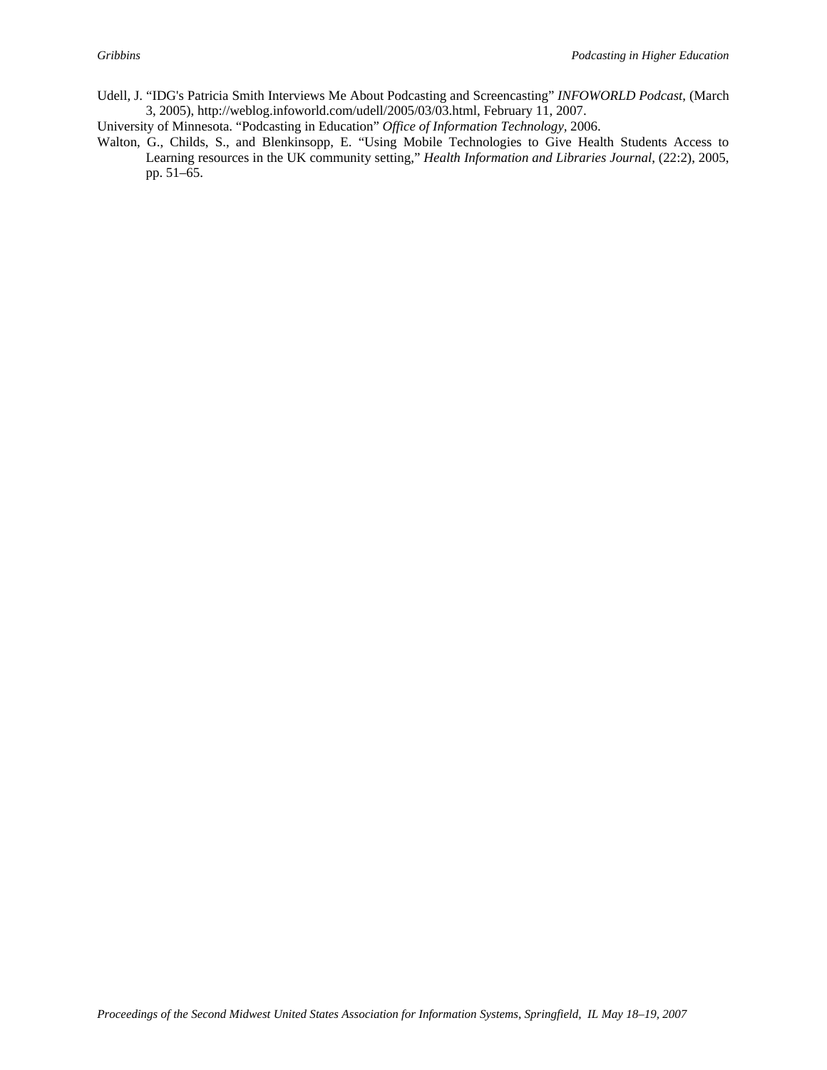Udell, J. “IDG's Patricia Smith Interviews Me About Podcasting and Screencasting” *INFOWORLD Podcast*, (March 3, 2005), http://weblog.infoworld.com/udell/2005/03/03.html, February 11, 2007.

University of Minnesota. “Podcasting in Education” *Office of Information Technology,* 2006.

Walton, G., Childs, S., and Blenkinsopp, E. “Using Mobile Technologies to Give Health Students Access to Learning resources in the UK community setting,” *Health Information and Libraries Journal*, (22:2), 2005, pp. 51–65.